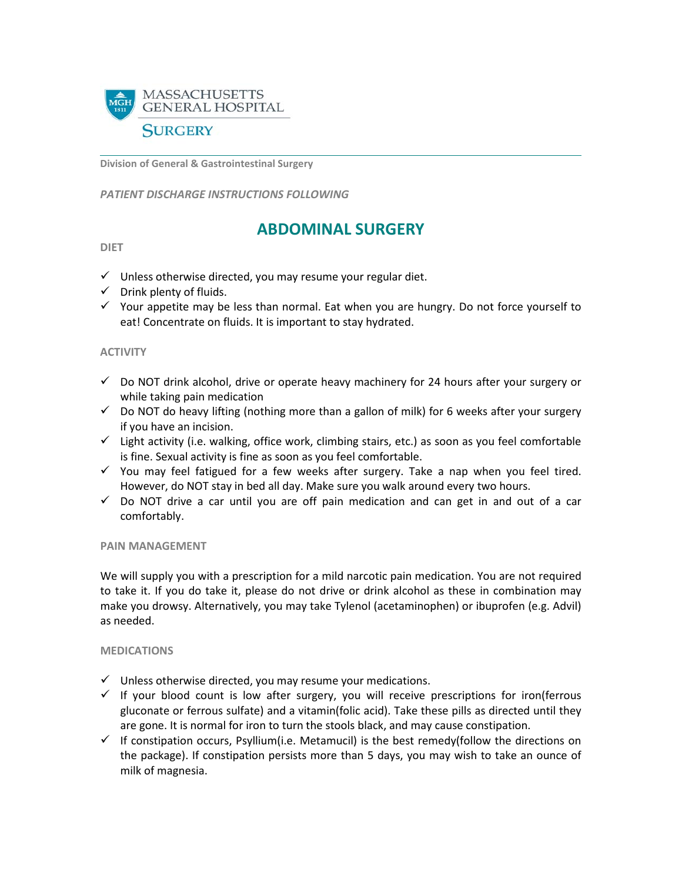MASSACHUSETTS GENERAL HOSPITAL

SURGERY

**Division of General & Gastrointestinal Surgery**

*PATIENT DISCHARGE INSTRUCTIONS FOLLOWING*

# ABDOMINAL SURGERY

## DIET

- ✓ Unless otherwise directed, you may resume your regular diet.
- ✓ Drink plenty of fluids.
- ✓ Your appetite may be less than normal. Eat when you are hungry. Do not force yourself to eat! Concentrate on fluids. It is important to stay hydrated.

## ACTIVITY

- ✓ Do NOT drink alcohol, drive or operate heavy machinery for 24 hours after your surgery or while taking pain medication
- ✓ Do NOT do heavy lifting (nothing more than a gallon of milk) for 6 weeks after your surgery if you have an incision.
- ✓ Light activity (i.e. walking, office work, climbing stairs, etc.) as soon as you feel comfortable is fine. Sexual activity is fine as soon as you feel comfortable.
- ✓ You may feel fatigued for a few weeks after surgery. Take a nap when you feel tired. However, do NOT stay in bed all day. Make sure you walk around every two hours.
- ✓ Do NOT drive a car until you are off pain medication and can get in and out of a car comfortably.

## PAIN MANAGEMENT

We will supply you with a prescription for a mild narcotic pain medication. You are not required to take it. If you do take it, please do not drive or drink alcohol as these in combination may make you drowsy. Alternatively, you may take Tylenol (acetaminophen) or ibuprofen (e.g. Advil) as needed.

## MEDICATIONS

- ✓ Unless otherwise directed, you may resume your medications.
- ✓ If your blood count is low after surgery, you will receive prescriptions for iron(ferrous gluconate or ferrous sulfate) and a vitamin(folic acid). Take these pills as directed until they are gone. It is normal for iron to turn the stools black, and may cause constipation.
- ✓ If constipation occurs, Psyllium(i.e. Metamucil) is the best remedy(follow the directions on the package). If constipation persists more than 5 days, you may wish to take an ounce of milk of magnesia.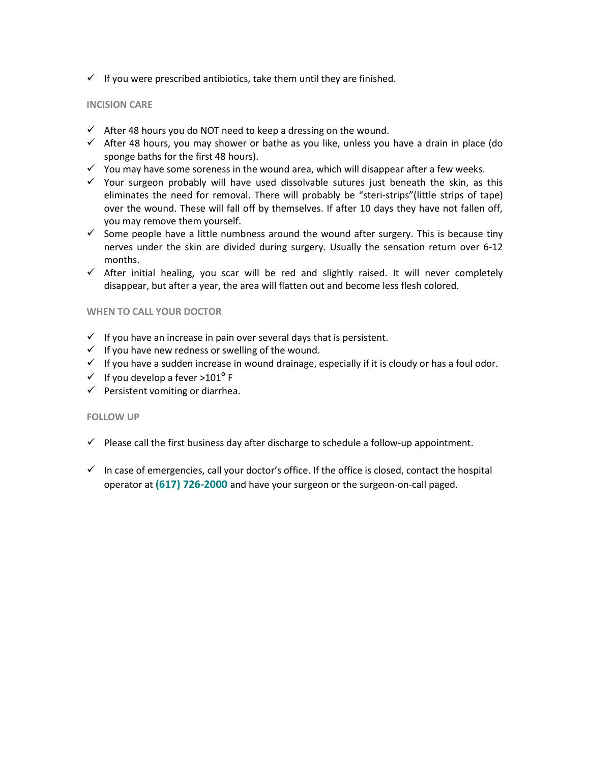- If you were prescribed antibiotics, take them until they are finished.

## INCISION CARE

- After 48 hours you do NOT need to keep a dressing on the wound.
- After 48 hours, you may shower or bathe as you like, unless you have a drain in place (do sponge baths for the first 48 hours).
- You may have some soreness in the wound area, which will disappear after a few weeks.
- Your surgeon probably will have used dissolvable sutures just beneath the skin, as this eliminates the need for removal. There will probably be "steri-strips"(little strips of tape) over the wound. These will fall off by themselves. If after 10 days they have not fallen off, you may remove them yourself.
- Some people have a little numbness around the wound after surgery. This is because tiny nerves under the skin are divided during surgery. Usually the sensation return over 6-12 months.
- After initial healing, you scar will be red and slightly raised. It will never completely disappear, but after a year, the area will flatten out and become less flesh colored.

## WHEN TO CALL YOUR DOCTOR

- If you have an increase in pain over several days that is persistent.
- If you have new redness or swelling of the wound.
- If you have a sudden increase in wound drainage, especially if it is cloudy or has a foul odor.
- If you develop a fever >101° F
- Persistent vomiting or diarrhea.

## FOLLOW UP

- Please call the first business day after discharge to schedule a follow-up appointment.

- In case of emergencies, call your doctor's office. If the office is closed, contact the hospital operator at **(617) 726-2000** and have your surgeon or the surgeon-on-call paged.